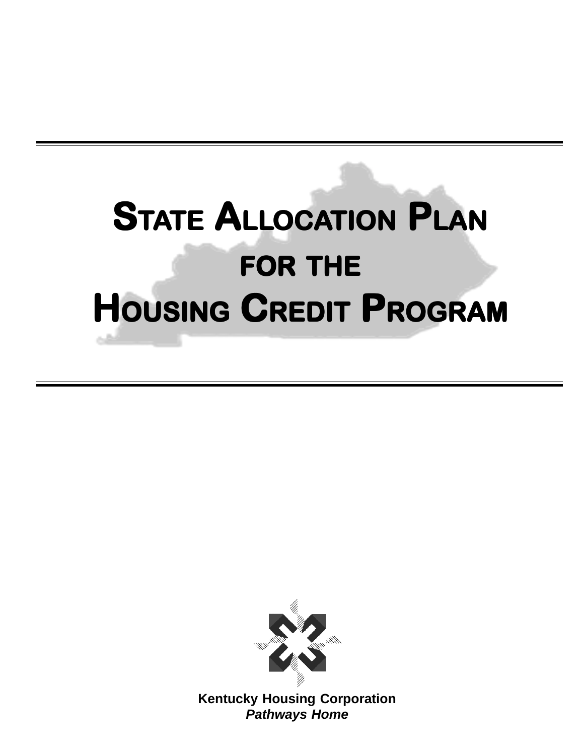# STATE ALLOCATION PLAN

## FOR THE

# HOUSING CREDIT PROGRAM

**Kentucky Housing Corporation**

***Pathways Home***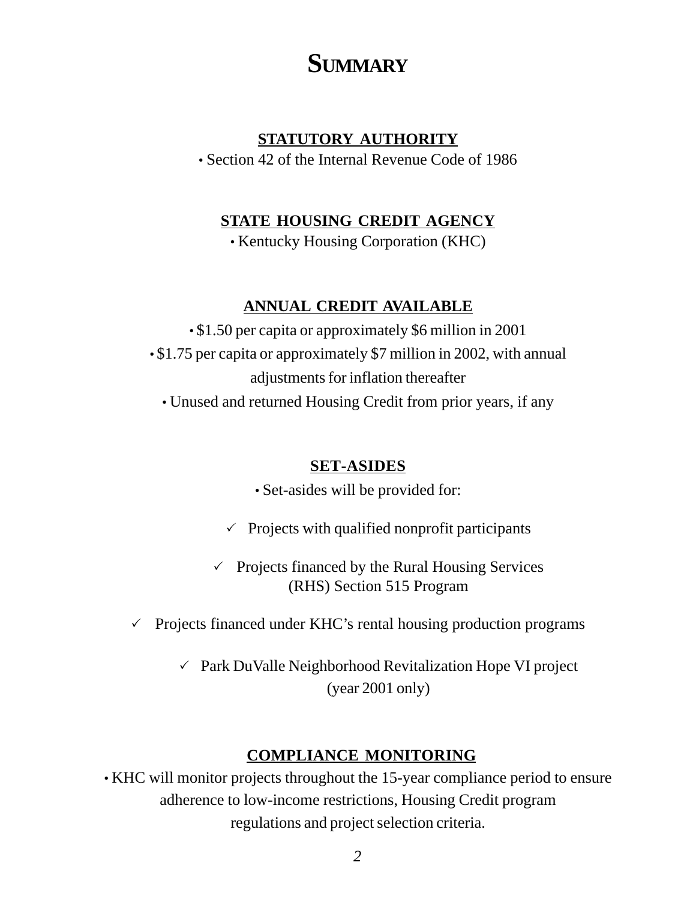# SUMMARY

## STATUTORY AUTHORITY

- Section 42 of the Internal Revenue Code of 1986

## STATE HOUSING CREDIT AGENCY

- Kentucky Housing Corporation (KHC)

## ANNUAL CREDIT AVAILABLE

- $1.50 per capita or approximately $6 million in 2001
- $1.75 per capita or approximately $7 million in 2002, with annual adjustments for inflation thereafter
- Unused and returned Housing Credit from prior years, if any

## SET-ASIDES

- Set-asides will be provided for:
  - ✓ Projects with qualified nonprofit participants
  - ✓ Projects financed by the Rural Housing Services (RHS) Section 515 Program
  - ✓ Projects financed under KHC's rental housing production programs
  - ✓ Park DuValle Neighborhood Revitalization Hope VI project (year 2001 only)

## COMPLIANCE MONITORING

- KHC will monitor projects throughout the 15-year compliance period to ensure adherence to low-income restrictions, Housing Credit program regulations and project selection criteria.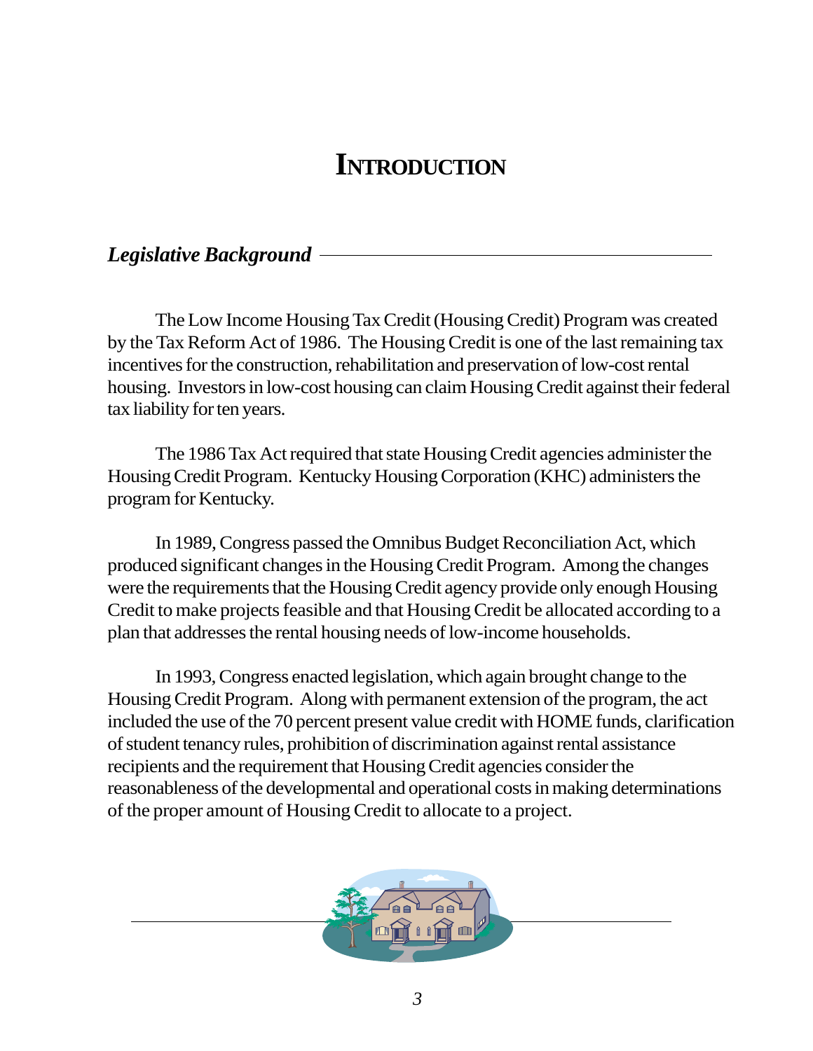# INTRODUCTION

## *Legislative Background*

The Low Income Housing Tax Credit (Housing Credit) Program was created by the Tax Reform Act of 1986. The Housing Credit is one of the last remaining tax incentives for the construction, rehabilitation and preservation of low-cost rental housing. Investors in low-cost housing can claim Housing Credit against their federal tax liability for ten years.

The 1986 Tax Act required that state Housing Credit agencies administer the Housing Credit Program. Kentucky Housing Corporation (KHC) administers the program for Kentucky.

In 1989, Congress passed the Omnibus Budget Reconciliation Act, which produced significant changes in the Housing Credit Program. Among the changes were the requirements that the Housing Credit agency provide only enough Housing Credit to make projects feasible and that Housing Credit be allocated according to a plan that addresses the rental housing needs of low-income households.

In 1993, Congress enacted legislation, which again brought change to the Housing Credit Program. Along with permanent extension of the program, the act included the use of the 70 percent present value credit with HOME funds, clarification of student tenancy rules, prohibition of discrimination against rental assistance recipients and the requirement that Housing Credit agencies consider the reasonableness of the developmental and operational costs in making determinations of the proper amount of Housing Credit to allocate to a project.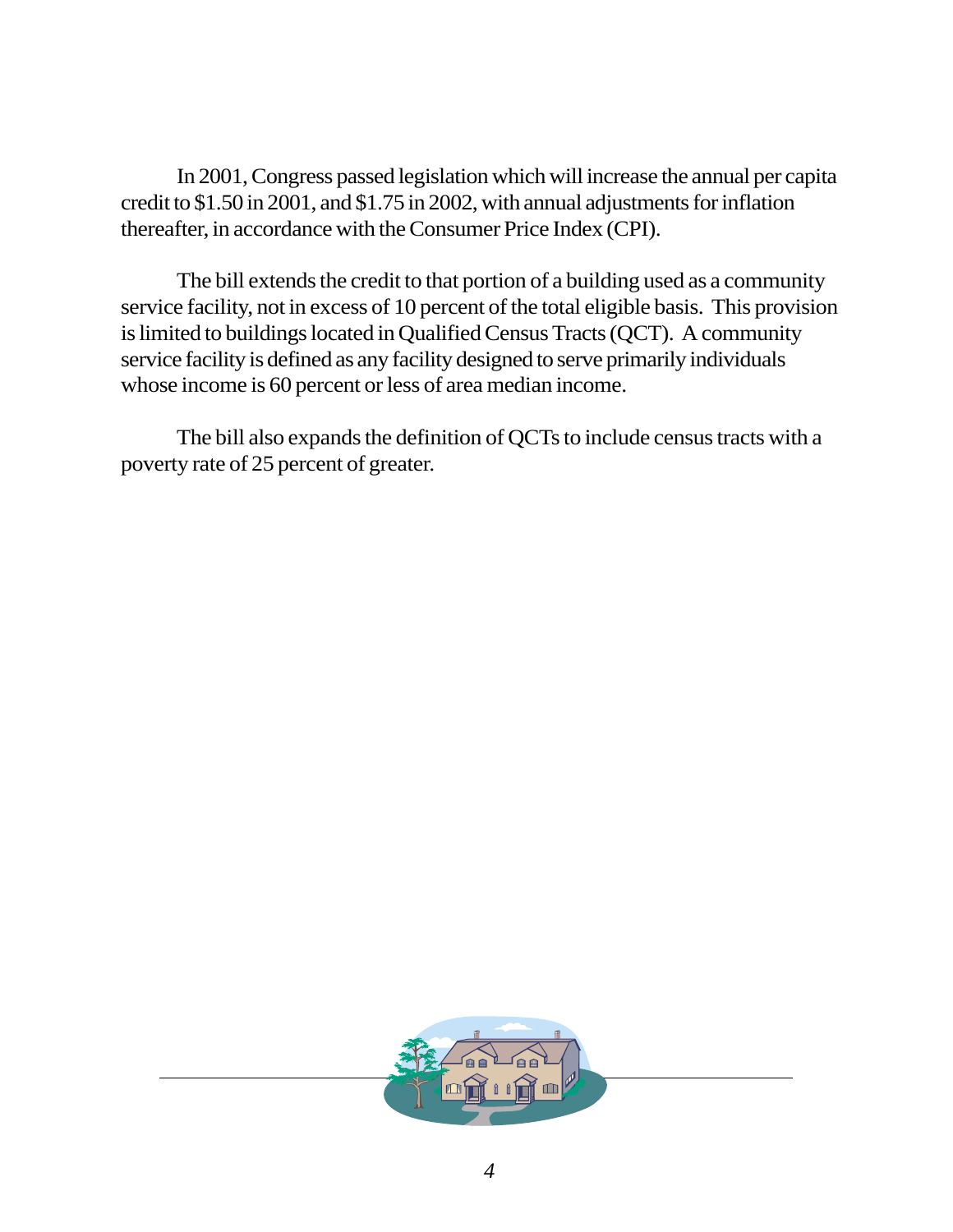In 2001, Congress passed legislation which will increase the annual per capita credit to $1.50 in 2001, and $1.75 in 2002, with annual adjustments for inflation thereafter, in accordance with the Consumer Price Index (CPI).

The bill extends the credit to that portion of a building used as a community service facility, not in excess of 10 percent of the total eligible basis. This provision is limited to buildings located in Qualified Census Tracts (QCT). A community service facility is defined as any facility designed to serve primarily individuals whose income is 60 percent or less of area median income.

The bill also expands the definition of QCTs to include census tracts with a poverty rate of 25 percent of greater.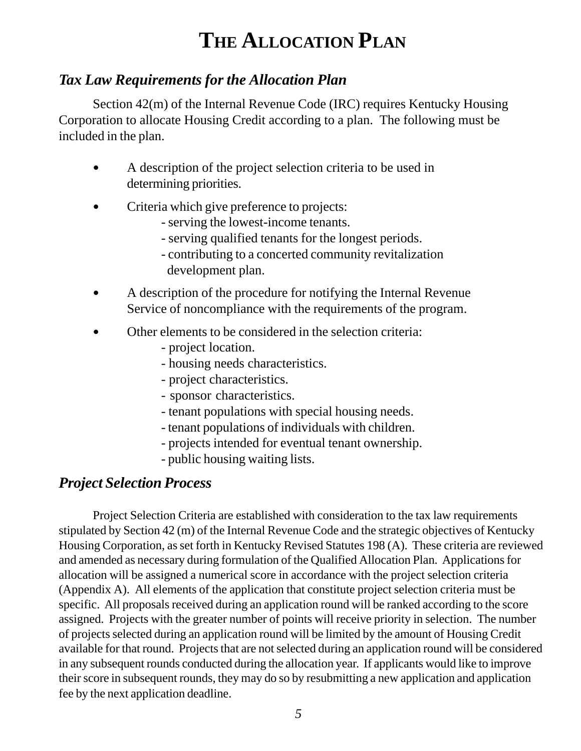# THE ALLOCATION PLAN

## *Tax Law Requirements for the Allocation Plan*

Section 42(m) of the Internal Revenue Code (IRC) requires Kentucky Housing Corporation to allocate Housing Credit according to a plan. The following must be included in the plan.

- A description of the project selection criteria to be used in determining priorities.
- Criteria which give preference to projects:
  - serving the lowest-income tenants.
  - serving qualified tenants for the longest periods.
  - contributing to a concerted community revitalization development plan.
- A description of the procedure for notifying the Internal Revenue Service of noncompliance with the requirements of the program.
- Other elements to be considered in the selection criteria:
  - project location.
  - housing needs characteristics.
  - project characteristics.
  - sponsor characteristics.
  - tenant populations with special housing needs.
  - tenant populations of individuals with children.
  - projects intended for eventual tenant ownership.
  - public housing waiting lists.

## *Project Selection Process*

Project Selection Criteria are established with consideration to the tax law requirements stipulated by Section 42 (m) of the Internal Revenue Code and the strategic objectives of Kentucky Housing Corporation, as set forth in Kentucky Revised Statutes 198 (A). These criteria are reviewed and amended as necessary during formulation of the Qualified Allocation Plan. Applications for allocation will be assigned a numerical score in accordance with the project selection criteria (Appendix A). All elements of the application that constitute project selection criteria must be specific. All proposals received during an application round will be ranked according to the score assigned. Projects with the greater number of points will receive priority in selection. The number of projects selected during an application round will be limited by the amount of Housing Credit available for that round. Projects that are not selected during an application round will be considered in any subsequent rounds conducted during the allocation year. If applicants would like to improve their score in subsequent rounds, they may do so by resubmitting a new application and application fee by the next application deadline.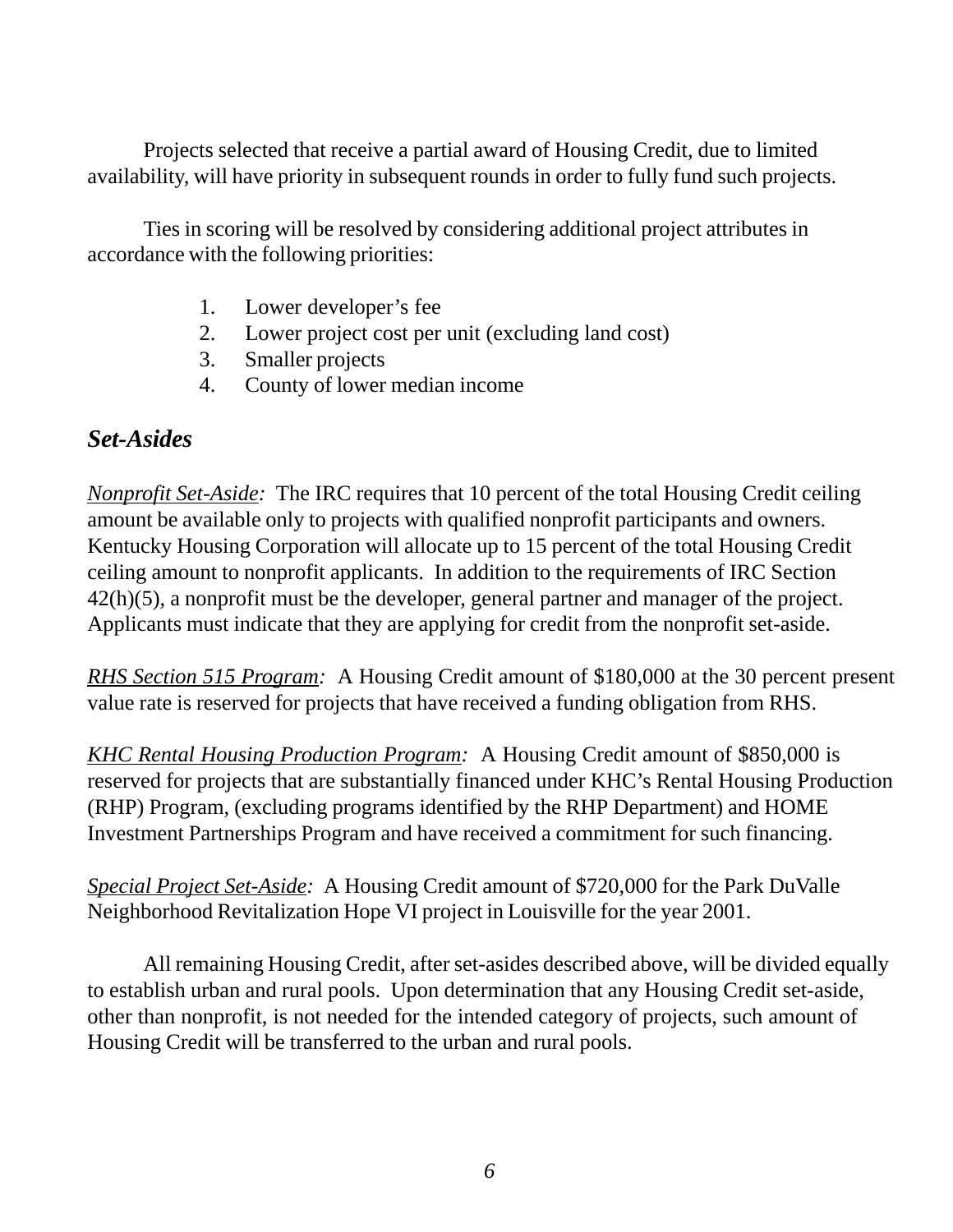Projects selected that receive a partial award of Housing Credit, due to limited availability, will have priority in subsequent rounds in order to fully fund such projects.

Ties in scoring will be resolved by considering additional project attributes in accordance with the following priorities:

1. Lower developer's fee
2. Lower project cost per unit (excluding land cost)
3. Smaller projects
4. County of lower median income

## *Set-Asides*

*Nonprofit Set-Aside:* The IRC requires that 10 percent of the total Housing Credit ceiling amount be available only to projects with qualified nonprofit participants and owners. Kentucky Housing Corporation will allocate up to 15 percent of the total Housing Credit ceiling amount to nonprofit applicants. In addition to the requirements of IRC Section 42(h)(5), a nonprofit must be the developer, general partner and manager of the project. Applicants must indicate that they are applying for credit from the nonprofit set-aside.

*RHS Section 515 Program:* A Housing Credit amount of $180,000 at the 30 percent present value rate is reserved for projects that have received a funding obligation from RHS.

*KHC Rental Housing Production Program:* A Housing Credit amount of $850,000 is reserved for projects that are substantially financed under KHC's Rental Housing Production (RHP) Program, (excluding programs identified by the RHP Department) and HOME Investment Partnerships Program and have received a commitment for such financing.

*Special Project Set-Aside:* A Housing Credit amount of $720,000 for the Park DuValle Neighborhood Revitalization Hope VI project in Louisville for the year 2001.

All remaining Housing Credit, after set-asides described above, will be divided equally to establish urban and rural pools. Upon determination that any Housing Credit set-aside, other than nonprofit, is not needed for the intended category of projects, such amount of Housing Credit will be transferred to the urban and rural pools.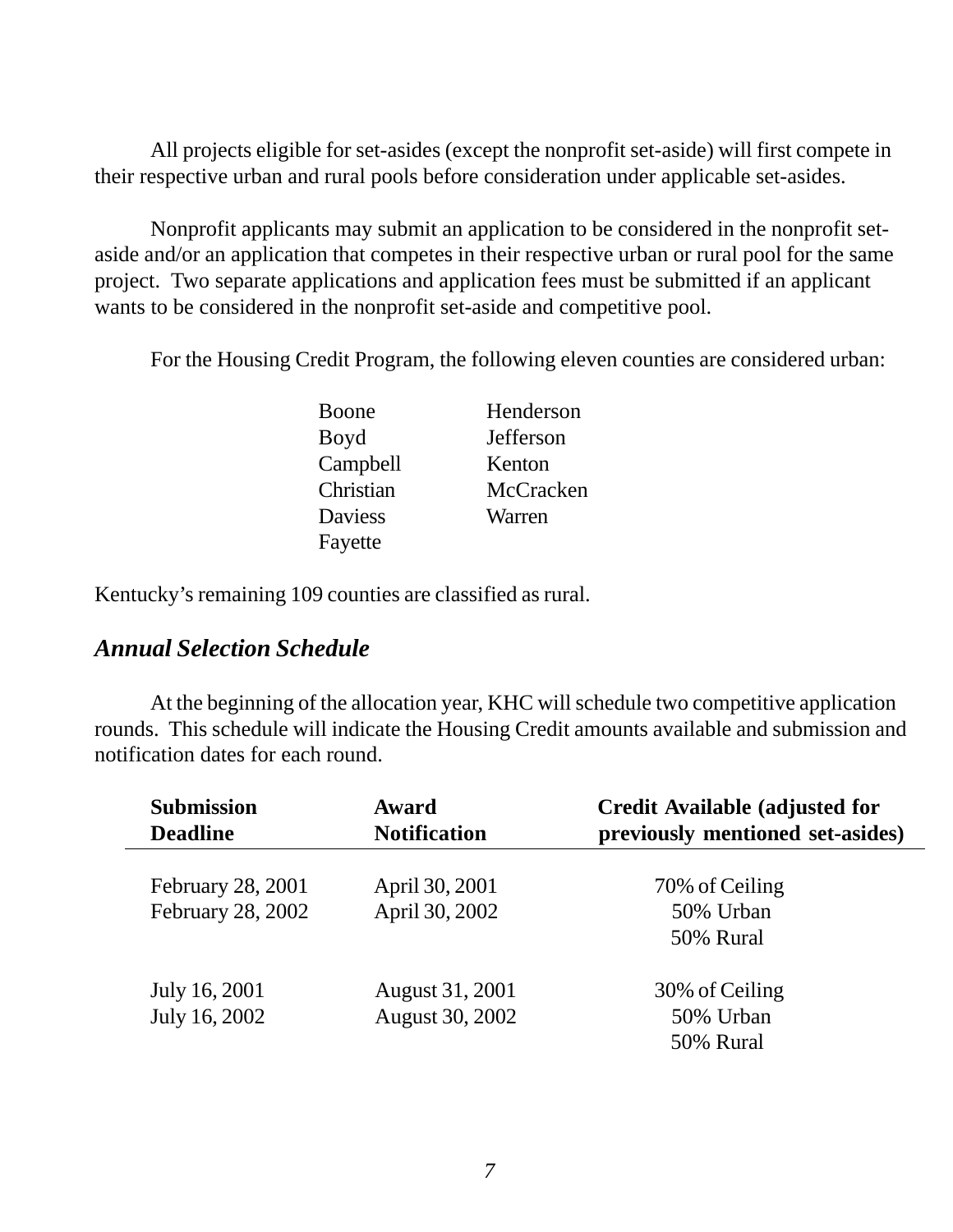All projects eligible for set-asides (except the nonprofit set-aside) will first compete in their respective urban and rural pools before consideration under applicable set-asides.

Nonprofit applicants may submit an application to be considered in the nonprofit set-aside and/or an application that competes in their respective urban or rural pool for the same project. Two separate applications and application fees must be submitted if an applicant wants to be considered in the nonprofit set-aside and competitive pool.

For the Housing Credit Program, the following eleven counties are considered urban:

| | |
|---|---|
| Boone | Henderson |
| Boyd | Jefferson |
| Campbell | Kenton |
| Christian | McCracken |
| Daviess | Warren |
| Fayette | |

Kentucky's remaining 109 counties are classified as rural.

### *Annual Selection Schedule*

At the beginning of the allocation year, KHC will schedule two competitive application rounds. This schedule will indicate the Housing Credit amounts available and submission and notification dates for each round.

| Submission Deadline | Award Notification | Credit Available (adjusted for previously mentioned set-asides) |
|---|---|---|
| February 28, 2001<br>February 28, 2002 | April 30, 2001<br>April 30, 2002 | 70% of Ceiling<br>50% Urban<br>50% Rural |
| July 16, 2001<br>July 16, 2002 | August 31, 2001<br>August 30, 2002 | 30% of Ceiling<br>50% Urban<br>50% Rural |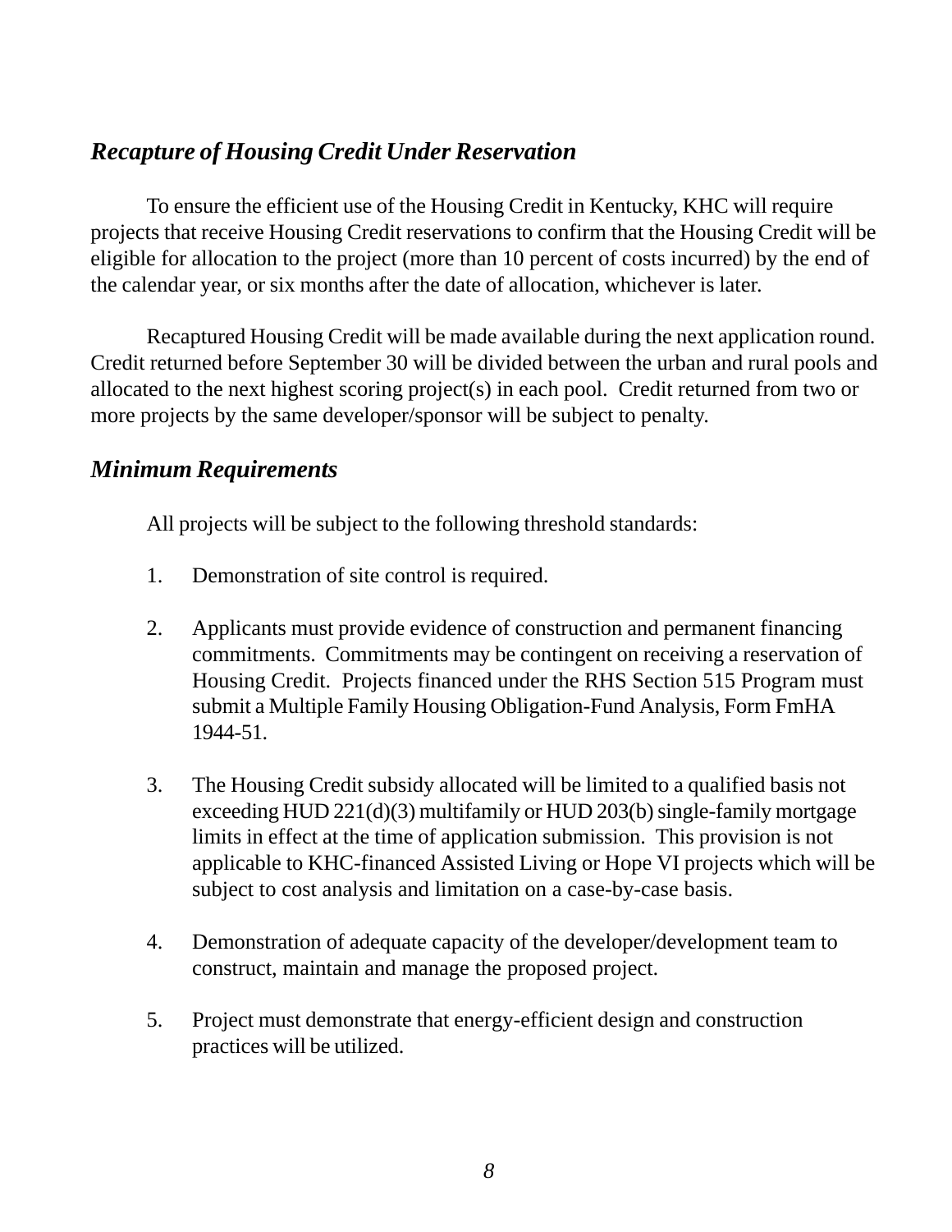## *Recapture of Housing Credit Under Reservation*

To ensure the efficient use of the Housing Credit in Kentucky, KHC will require projects that receive Housing Credit reservations to confirm that the Housing Credit will be eligible for allocation to the project (more than 10 percent of costs incurred) by the end of the calendar year, or six months after the date of allocation, whichever is later.

Recaptured Housing Credit will be made available during the next application round. Credit returned before September 30 will be divided between the urban and rural pools and allocated to the next highest scoring project(s) in each pool. Credit returned from two or more projects by the same developer/sponsor will be subject to penalty.

## *Minimum Requirements*

All projects will be subject to the following threshold standards:

1. Demonstration of site control is required.

2. Applicants must provide evidence of construction and permanent financing commitments. Commitments may be contingent on receiving a reservation of Housing Credit. Projects financed under the RHS Section 515 Program must submit a Multiple Family Housing Obligation-Fund Analysis, Form FmHA 1944-51.

3. The Housing Credit subsidy allocated will be limited to a qualified basis not exceeding HUD 221(d)(3) multifamily or HUD 203(b) single-family mortgage limits in effect at the time of application submission. This provision is not applicable to KHC-financed Assisted Living or Hope VI projects which will be subject to cost analysis and limitation on a case-by-case basis.

4. Demonstration of adequate capacity of the developer/development team to construct, maintain and manage the proposed project.

5. Project must demonstrate that energy-efficient design and construction practices will be utilized.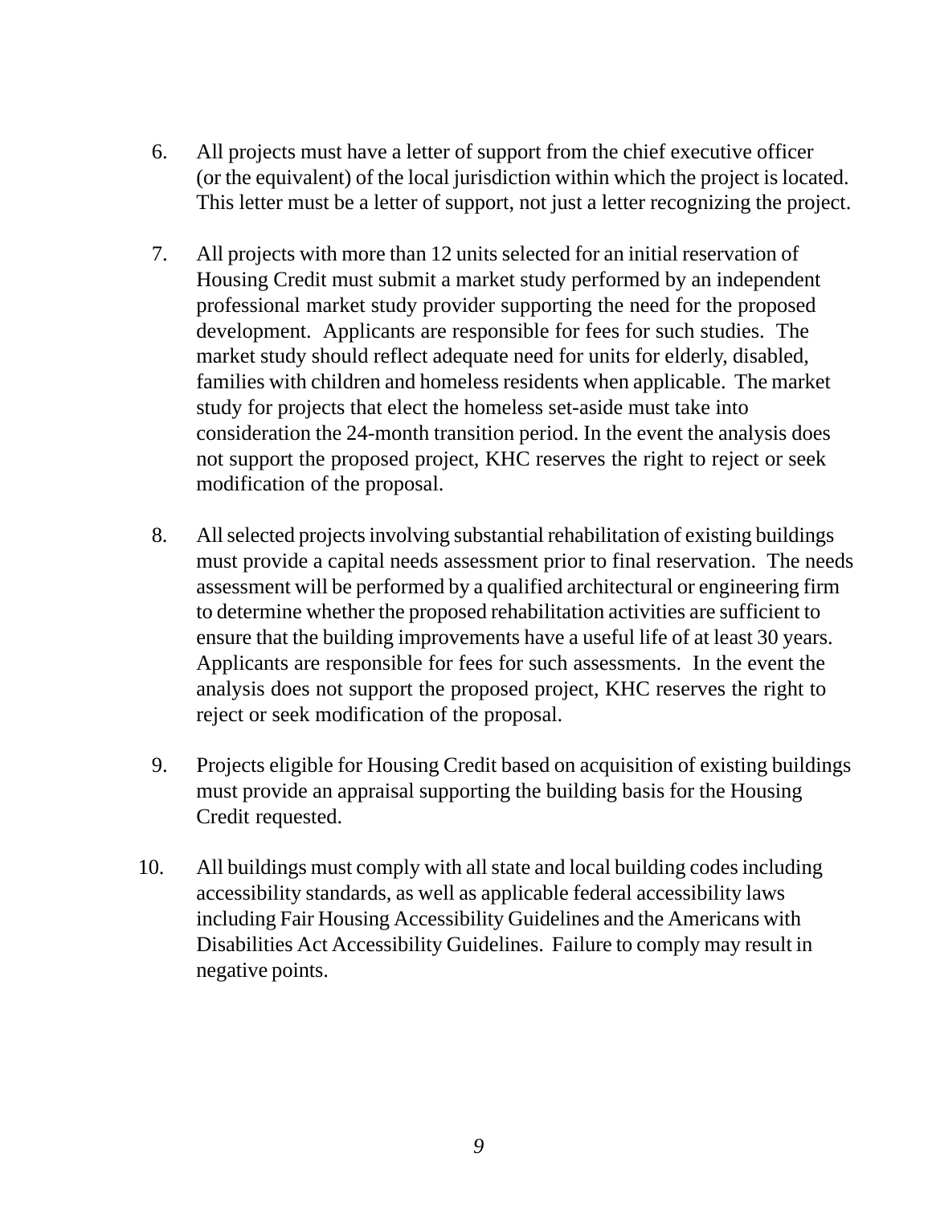6. All projects must have a letter of support from the chief executive officer (or the equivalent) of the local jurisdiction within which the project is located. This letter must be a letter of support, not just a letter recognizing the project.

7. All projects with more than 12 units selected for an initial reservation of Housing Credit must submit a market study performed by an independent professional market study provider supporting the need for the proposed development. Applicants are responsible for fees for such studies. The market study should reflect adequate need for units for elderly, disabled, families with children and homeless residents when applicable. The market study for projects that elect the homeless set-aside must take into consideration the 24-month transition period. In the event the analysis does not support the proposed project, KHC reserves the right to reject or seek modification of the proposal.

8. All selected projects involving substantial rehabilitation of existing buildings must provide a capital needs assessment prior to final reservation. The needs assessment will be performed by a qualified architectural or engineering firm to determine whether the proposed rehabilitation activities are sufficient to ensure that the building improvements have a useful life of at least 30 years. Applicants are responsible for fees for such assessments. In the event the analysis does not support the proposed project, KHC reserves the right to reject or seek modification of the proposal.

9. Projects eligible for Housing Credit based on acquisition of existing buildings must provide an appraisal supporting the building basis for the Housing Credit requested.

10. All buildings must comply with all state and local building codes including accessibility standards, as well as applicable federal accessibility laws including Fair Housing Accessibility Guidelines and the Americans with Disabilities Act Accessibility Guidelines. Failure to comply may result in negative points.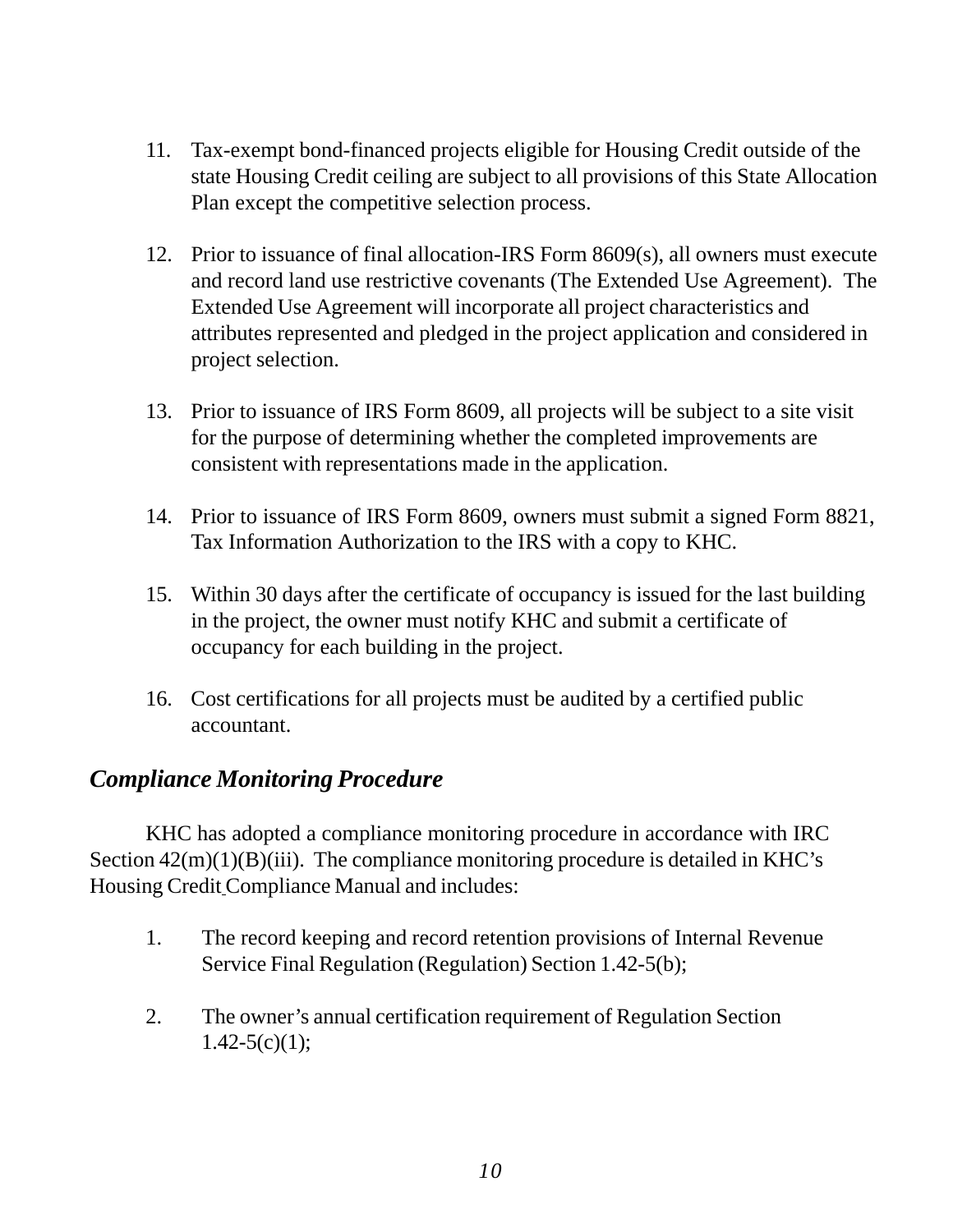11. Tax-exempt bond-financed projects eligible for Housing Credit outside of the state Housing Credit ceiling are subject to all provisions of this State Allocation Plan except the competitive selection process.

12. Prior to issuance of final allocation-IRS Form 8609(s), all owners must execute and record land use restrictive covenants (The Extended Use Agreement). The Extended Use Agreement will incorporate all project characteristics and attributes represented and pledged in the project application and considered in project selection.

13. Prior to issuance of IRS Form 8609, all projects will be subject to a site visit for the purpose of determining whether the completed improvements are consistent with representations made in the application.

14. Prior to issuance of IRS Form 8609, owners must submit a signed Form 8821, Tax Information Authorization to the IRS with a copy to KHC.

15. Within 30 days after the certificate of occupancy is issued for the last building in the project, the owner must notify KHC and submit a certificate of occupancy for each building in the project.

16. Cost certifications for all projects must be audited by a certified public accountant.

## *Compliance Monitoring Procedure*

KHC has adopted a compliance monitoring procedure in accordance with IRC Section 42(m)(1)(B)(iii). The compliance monitoring procedure is detailed in KHC's Housing Credit Compliance Manual and includes:

1. The record keeping and record retention provisions of Internal Revenue Service Final Regulation (Regulation) Section 1.42-5(b);

2. The owner's annual certification requirement of Regulation Section 1.42-5(c)(1);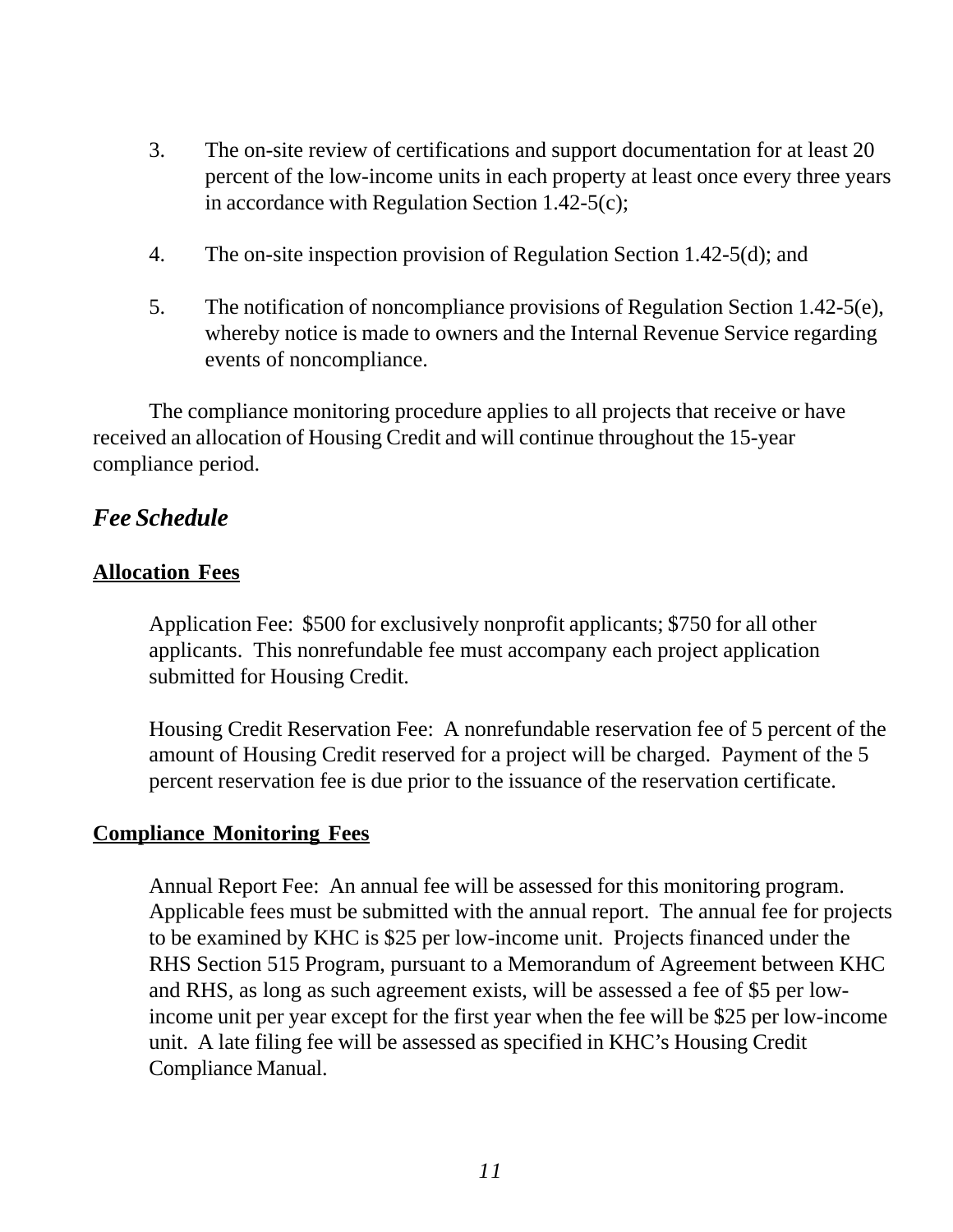3. The on-site review of certifications and support documentation for at least 20 percent of the low-income units in each property at least once every three years in accordance with Regulation Section 1.42-5(c);

4. The on-site inspection provision of Regulation Section 1.42-5(d); and

5. The notification of noncompliance provisions of Regulation Section 1.42-5(e), whereby notice is made to owners and the Internal Revenue Service regarding events of noncompliance.

The compliance monitoring procedure applies to all projects that receive or have received an allocation of Housing Credit and will continue throughout the 15-year compliance period.

## *Fee Schedule*

### Allocation Fees

Application Fee: $500 for exclusively nonprofit applicants; $750 for all other applicants. This nonrefundable fee must accompany each project application submitted for Housing Credit.

Housing Credit Reservation Fee: A nonrefundable reservation fee of 5 percent of the amount of Housing Credit reserved for a project will be charged. Payment of the 5 percent reservation fee is due prior to the issuance of the reservation certificate.

### Compliance Monitoring Fees

Annual Report Fee: An annual fee will be assessed for this monitoring program. Applicable fees must be submitted with the annual report. The annual fee for projects to be examined by KHC is $25 per low-income unit. Projects financed under the RHS Section 515 Program, pursuant to a Memorandum of Agreement between KHC and RHS, as long as such agreement exists, will be assessed a fee of $5 per low-income unit per year except for the first year when the fee will be $25 per low-income unit. A late filing fee will be assessed as specified in KHC's Housing Credit Compliance Manual.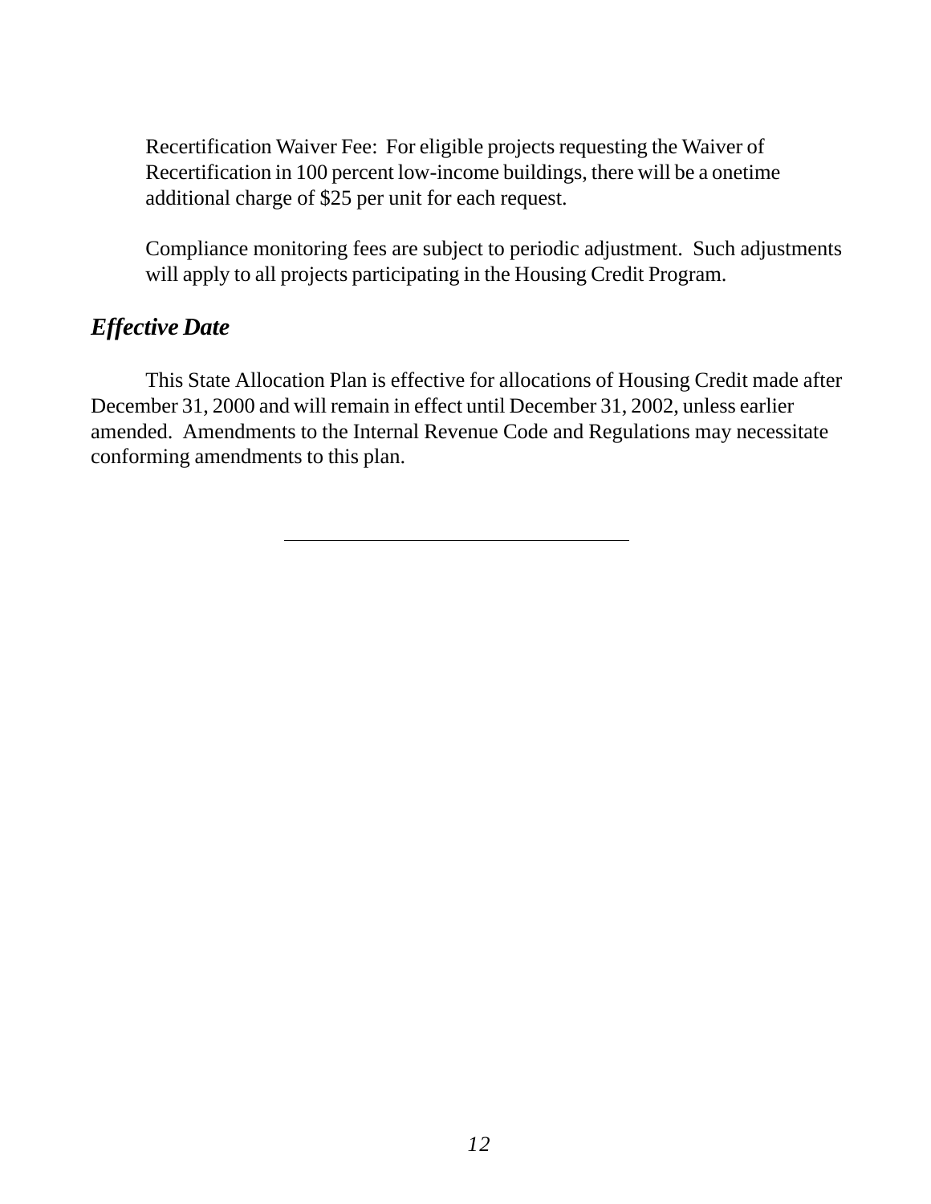Recertification Waiver Fee: For eligible projects requesting the Waiver of Recertification in 100 percent low-income buildings, there will be a onetime additional charge of $25 per unit for each request.

Compliance monitoring fees are subject to periodic adjustment. Such adjustments will apply to all projects participating in the Housing Credit Program.

## *Effective Date*

This State Allocation Plan is effective for allocations of Housing Credit made after December 31, 2000 and will remain in effect until December 31, 2002, unless earlier amended. Amendments to the Internal Revenue Code and Regulations may necessitate conforming amendments to this plan.

---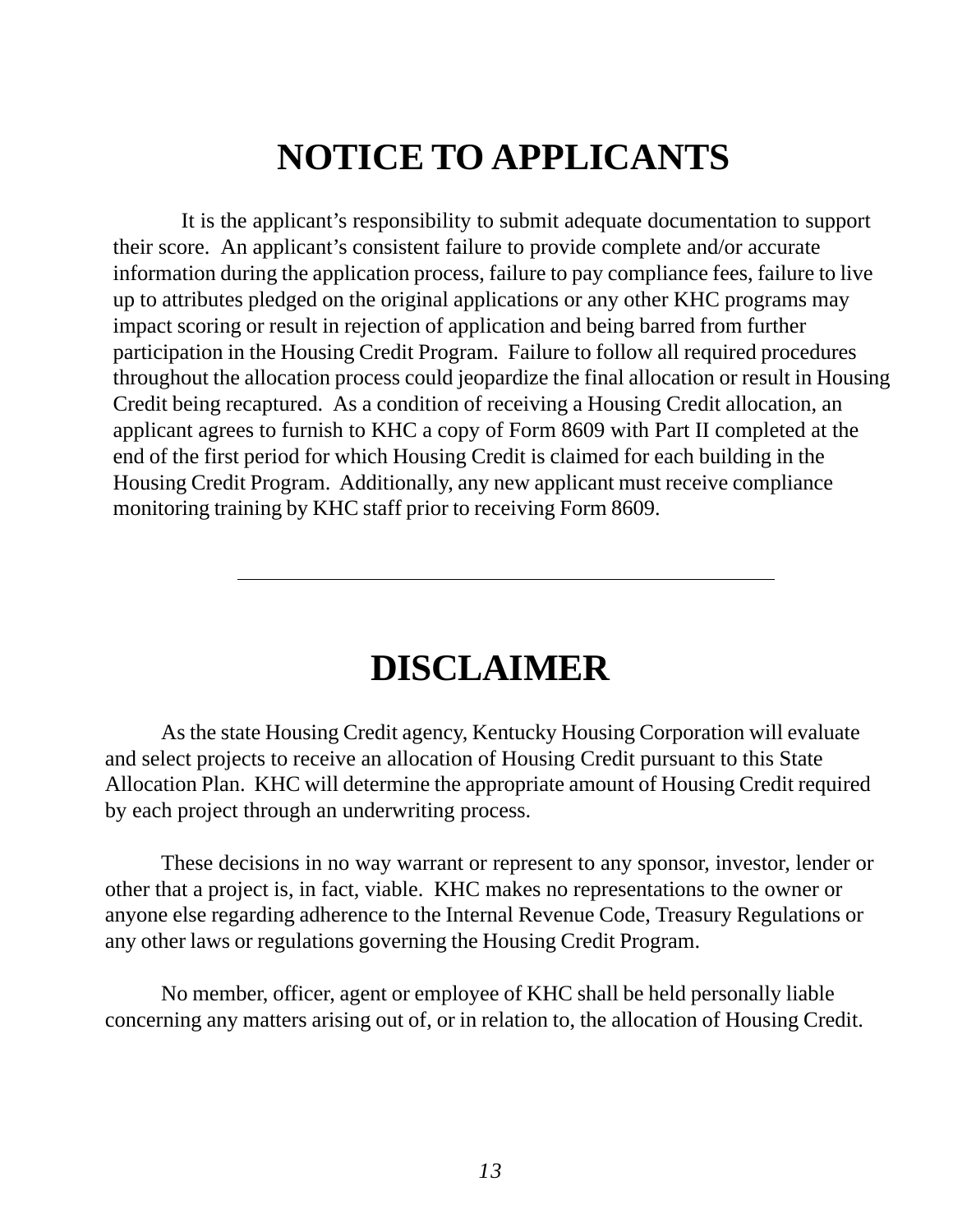# NOTICE TO APPLICANTS

It is the applicant's responsibility to submit adequate documentation to support their score. An applicant's consistent failure to provide complete and/or accurate information during the application process, failure to pay compliance fees, failure to live up to attributes pledged on the original applications or any other KHC programs may impact scoring or result in rejection of application and being barred from further participation in the Housing Credit Program. Failure to follow all required procedures throughout the allocation process could jeopardize the final allocation or result in Housing Credit being recaptured. As a condition of receiving a Housing Credit allocation, an applicant agrees to furnish to KHC a copy of Form 8609 with Part II completed at the end of the first period for which Housing Credit is claimed for each building in the Housing Credit Program. Additionally, any new applicant must receive compliance monitoring training by KHC staff prior to receiving Form 8609.

---

# DISCLAIMER

As the state Housing Credit agency, Kentucky Housing Corporation will evaluate and select projects to receive an allocation of Housing Credit pursuant to this State Allocation Plan. KHC will determine the appropriate amount of Housing Credit required by each project through an underwriting process.

These decisions in no way warrant or represent to any sponsor, investor, lender or other that a project is, in fact, viable. KHC makes no representations to the owner or anyone else regarding adherence to the Internal Revenue Code, Treasury Regulations or any other laws or regulations governing the Housing Credit Program.

No member, officer, agent or employee of KHC shall be held personally liable concerning any matters arising out of, or in relation to, the allocation of Housing Credit.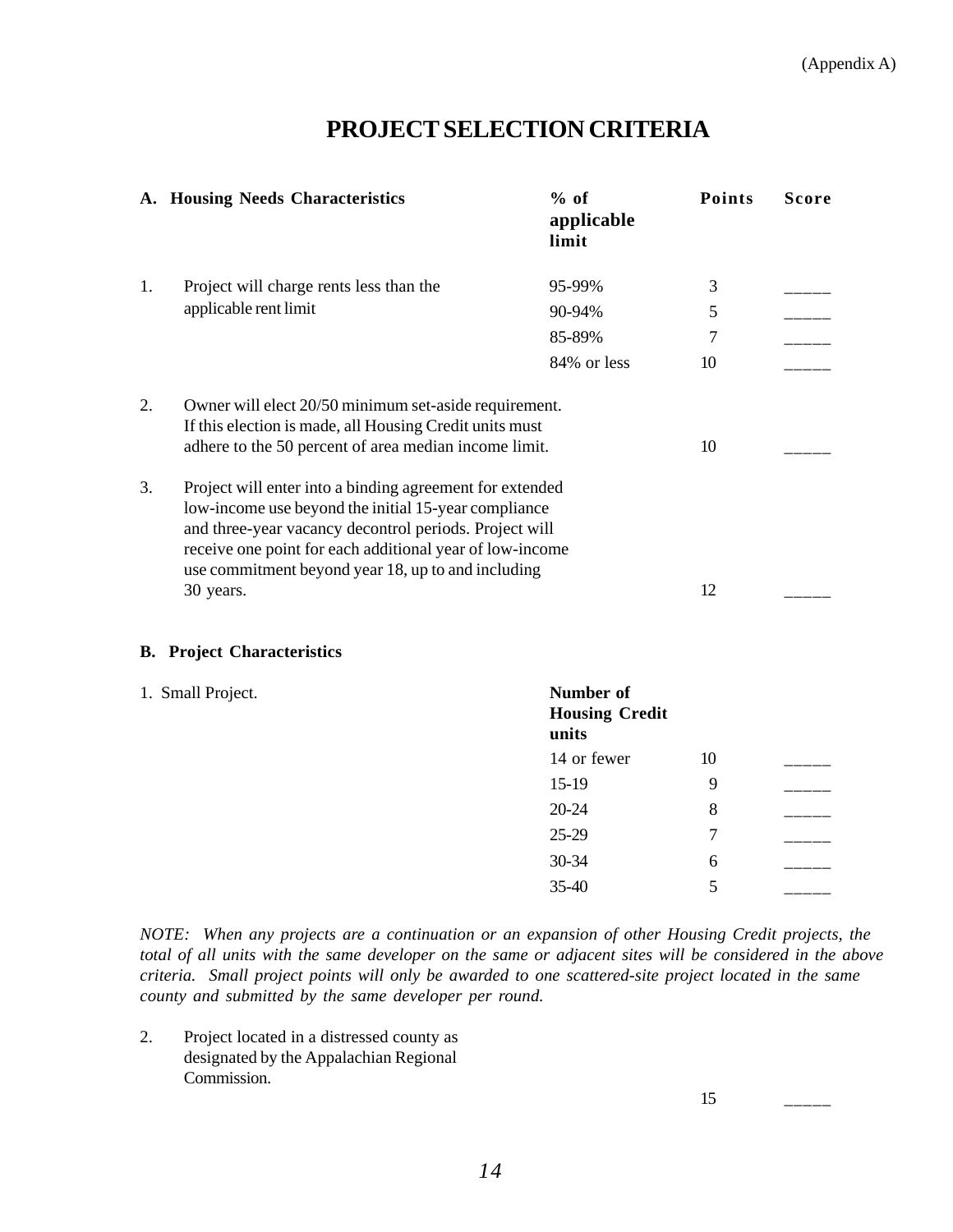(Appendix A)

# PROJECT SELECTION CRITERIA

| **A. Housing Needs Characteristics** | **% of applicable limit** | **Points** | **Score** |
|---|---|---|---|
| 1. Project will charge rents less than the applicable rent limit | 95-99% | 3 | _____ |
| | 90-94% | 5 | _____ |
| | 85-89% | 7 | _____ |
| | 84% or less | 10 | _____ |
| 2. Owner will elect 20/50 minimum set-aside requirement. If this election is made, all Housing Credit units must adhere to the 50 percent of area median income limit. | | 10 | _____ |
| 3. Project will enter into a binding agreement for extended low-income use beyond the initial 15-year compliance and three-year vacancy decontrol periods. Project will receive one point for each additional year of low-income use commitment beyond year 18, up to and including 30 years. | | 12 | _____ |

**B. Project Characteristics**

| 1. Small Project. | **Number of Housing Credit units** | | |
|---|---|---|---|
| | 14 or fewer | 10 | _____ |
| | 15-19 | 9 | _____ |
| | 20-24 | 8 | _____ |
| | 25-29 | 7 | _____ |
| | 30-34 | 6 | _____ |
| | 35-40 | 5 | _____ |

*NOTE: When any projects are a continuation or an expansion of other Housing Credit projects, the total of all units with the same developer on the same or adjacent sites will be considered in the above criteria. Small project points will only be awarded to one scattered-site project located in the same county and submitted by the same developer per round.*

| | | | |
|---|---|---|---|
| 2. Project located in a distressed county as designated by the Appalachian Regional Commission. | | 15 | _____ |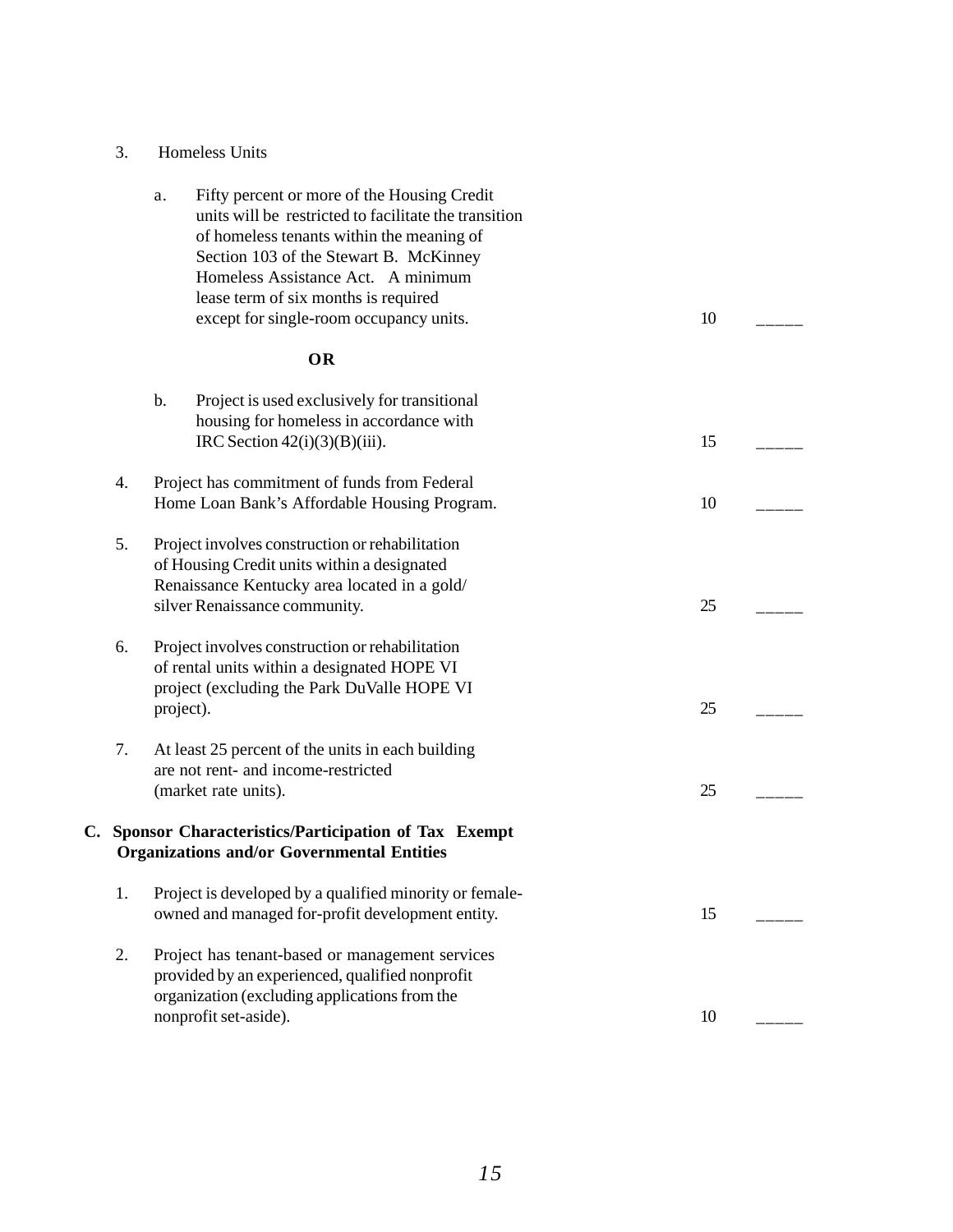3. Homeless Units

   a. Fifty percent or more of the Housing Credit units will be restricted to facilitate the transition of homeless tenants within the meaning of Section 103 of the Stewart B. McKinney Homeless Assistance Act. A minimum lease term of six months is required except for single-room occupancy units. 10 _____

   **OR**

   b. Project is used exclusively for transitional housing for homeless in accordance with IRC Section 42(i)(3)(B)(iii). 15 _____

4. Project has commitment of funds from Federal Home Loan Bank's Affordable Housing Program. 10 _____

5. Project involves construction or rehabilitation of Housing Credit units within a designated Renaissance Kentucky area located in a gold/ silver Renaissance community. 25 _____

6. Project involves construction or rehabilitation of rental units within a designated HOPE VI project (excluding the Park DuValle HOPE VI project). 25 _____

7. At least 25 percent of the units in each building are not rent- and income-restricted (market rate units). 25 _____

**C. Sponsor Characteristics/Participation of Tax Exempt Organizations and/or Governmental Entities**

1. Project is developed by a qualified minority or female-owned and managed for-profit development entity. 15 _____

2. Project has tenant-based or management services provided by an experienced, qualified nonprofit organization (excluding applications from the nonprofit set-aside). 10 _____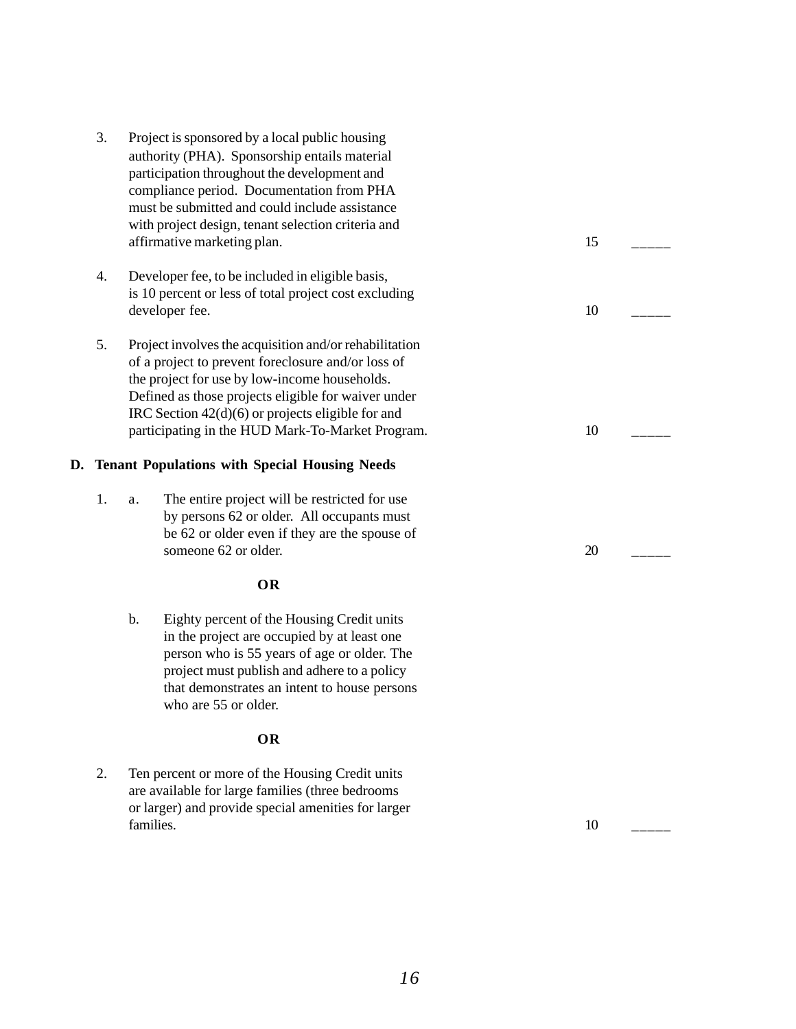3. Project is sponsored by a local public housing authority (PHA). Sponsorship entails material participation throughout the development and compliance period. Documentation from PHA must be submitted and could include assistance with project design, tenant selection criteria and affirmative marketing plan. 15 _____

4. Developer fee, to be included in eligible basis, is 10 percent or less of total project cost excluding developer fee. 10 _____

5. Project involves the acquisition and/or rehabilitation of a project to prevent foreclosure and/or loss of the project for use by low-income households. Defined as those projects eligible for waiver under IRC Section 42(d)(6) or projects eligible for and participating in the HUD Mark-To-Market Program. 10 _____

**D. Tenant Populations with Special Housing Needs**

1. a. The entire project will be restricted for use by persons 62 or older. All occupants must be 62 or older even if they are the spouse of someone 62 or older. 20 _____

   **OR**

   b. Eighty percent of the Housing Credit units in the project are occupied by at least one person who is 55 years of age or older. The project must publish and adhere to a policy that demonstrates an intent to house persons who are 55 or older.

   **OR**

2. Ten percent or more of the Housing Credit units are available for large families (three bedrooms or larger) and provide special amenities for larger families. 10 _____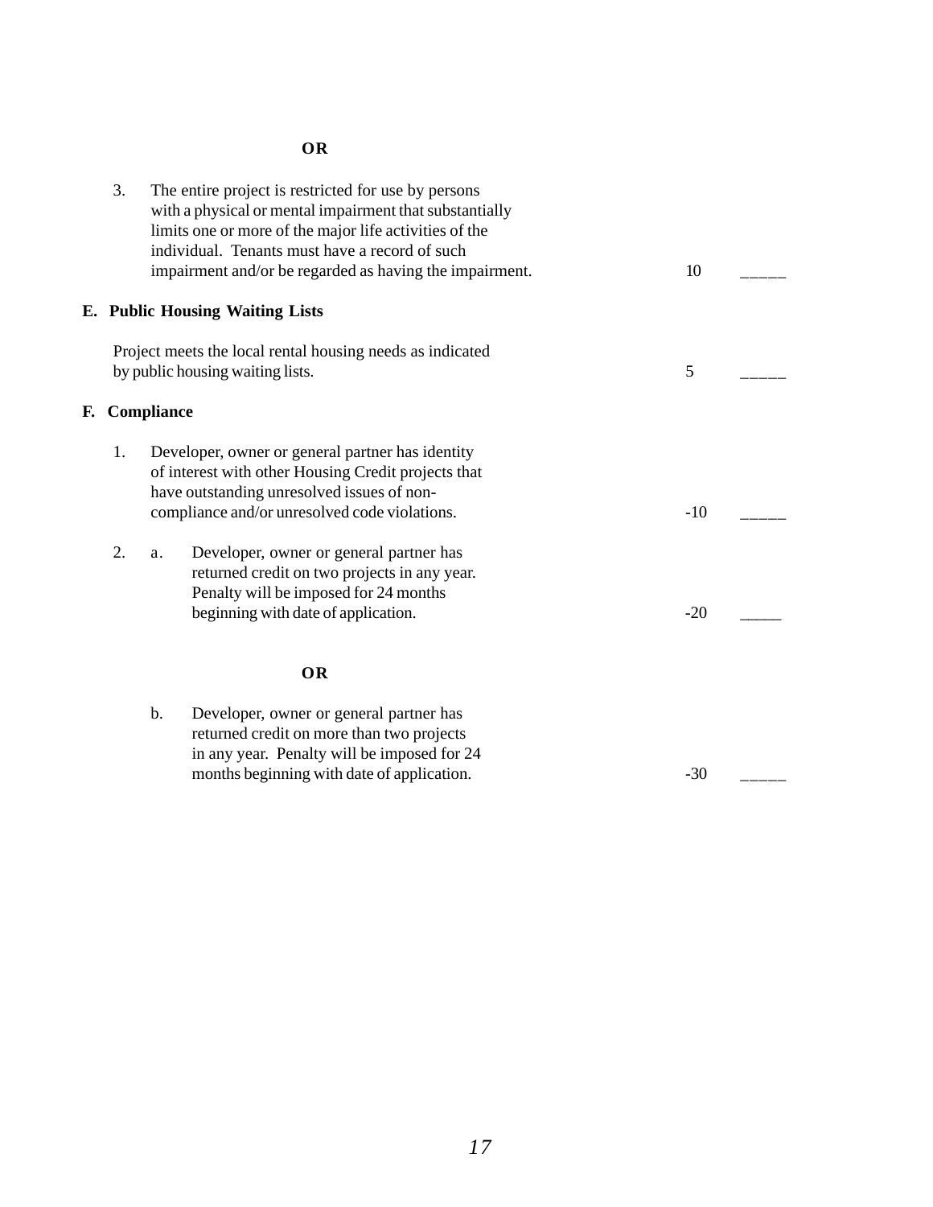**OR**

3. The entire project is restricted for use by persons with a physical or mental impairment that substantially limits one or more of the major life activities of the individual. Tenants must have a record of such impairment and/or be regarded as having the impairment. 10 _____

**E. Public Housing Waiting Lists**

Project meets the local rental housing needs as indicated by public housing waiting lists. 5 _____

**F. Compliance**

1. Developer, owner or general partner has identity of interest with other Housing Credit projects that have outstanding unresolved issues of non-compliance and/or unresolved code violations. -10 _____

2. a. Developer, owner or general partner has returned credit on two projects in any year. Penalty will be imposed for 24 months beginning with date of application. -20 _____

**OR**

   b. Developer, owner or general partner has returned credit on more than two projects in any year. Penalty will be imposed for 24 months beginning with date of application. -30 _____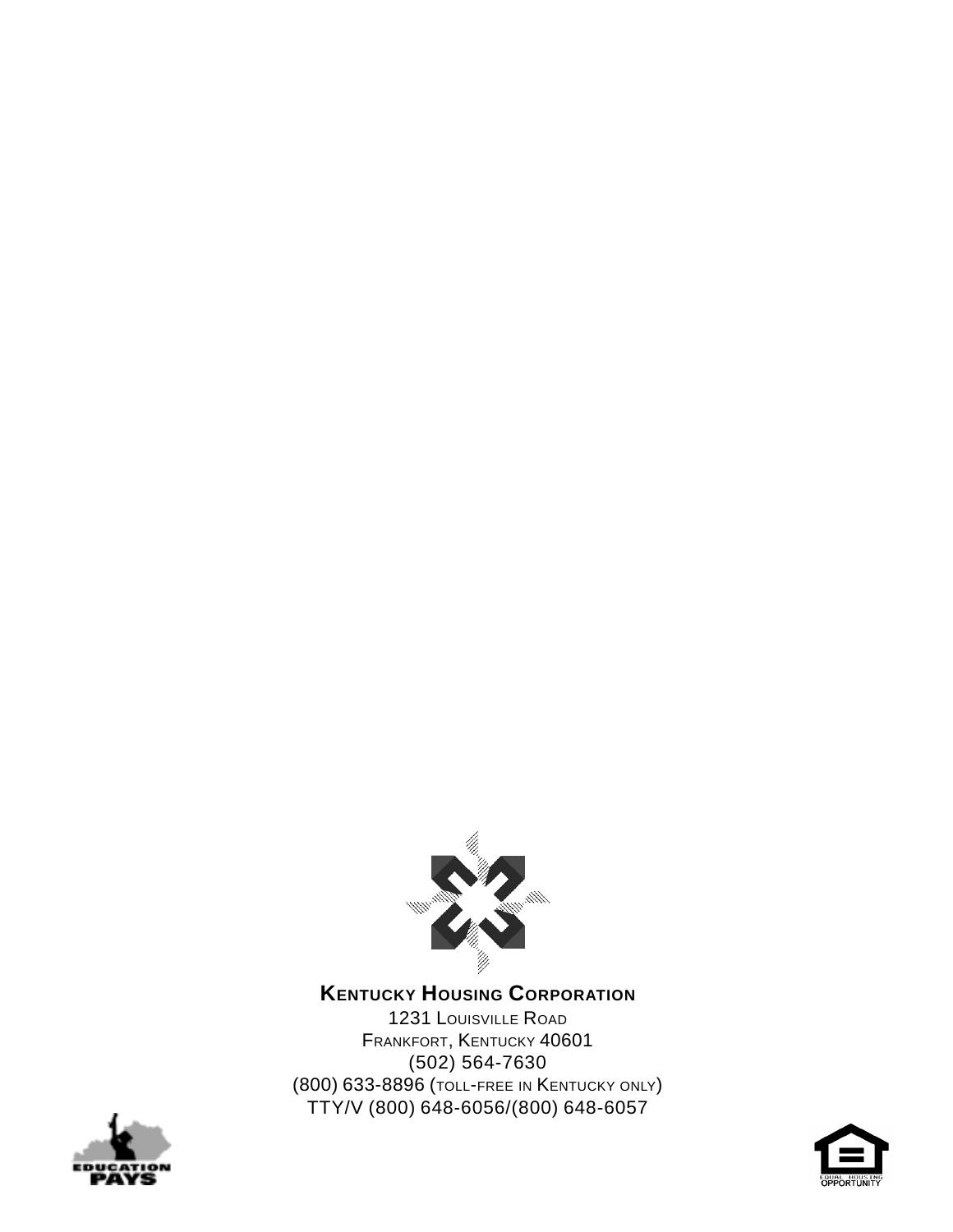**KENTUCKY HOUSING CORPORATION**

1231 LOUISVILLE ROAD
FRANKFORT, KENTUCKY 40601
(502) 564-7630
(800) 633-8896 (TOLL-FREE IN KENTUCKY ONLY)
TTY/V (800) 648-6056/(800) 648-6057